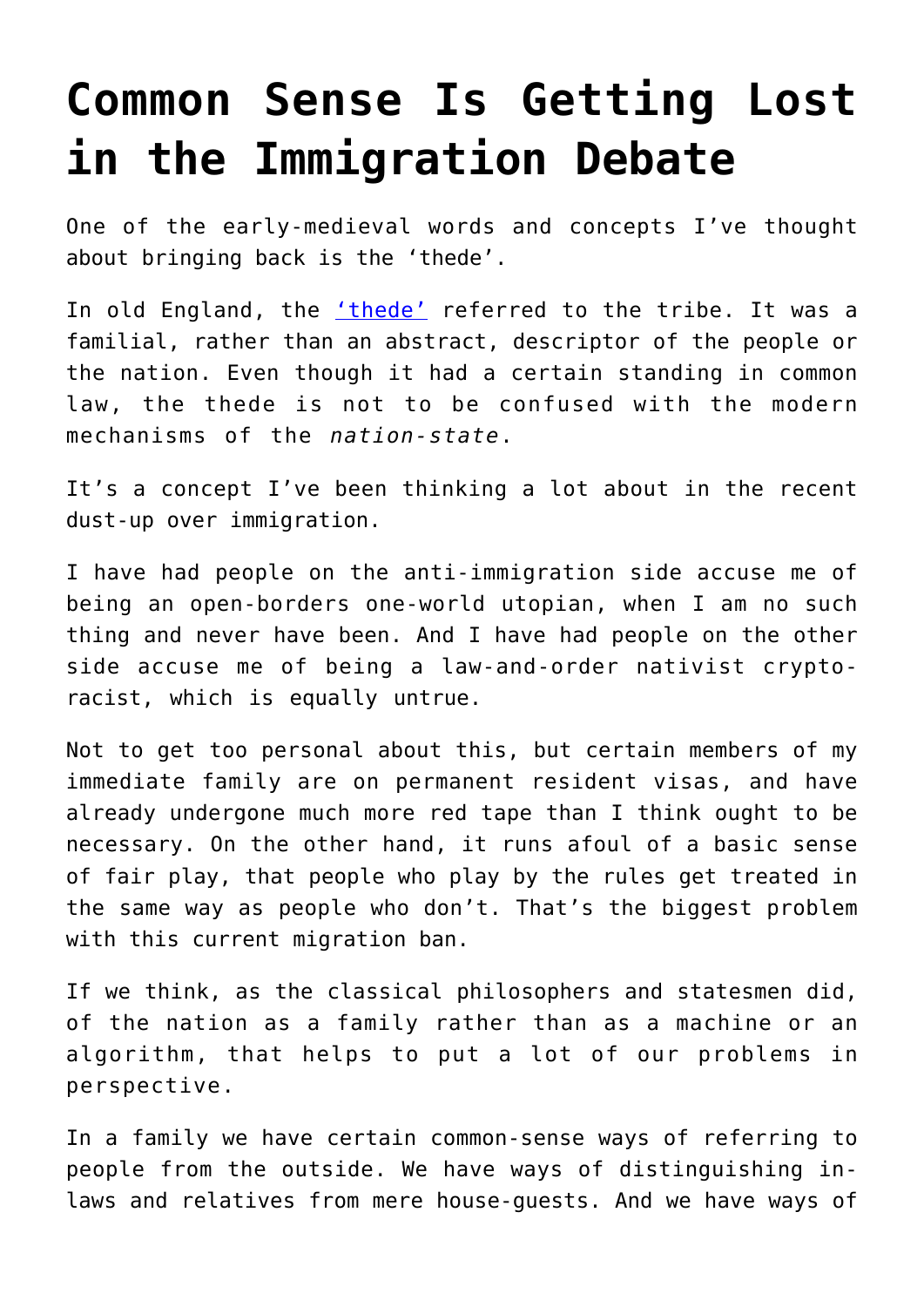# Common Sense Is Getting Lost in the Immigration Debate

One of the early-medieval words and concepts I've thought about bringing back is the 'thede'.

In old England, the ['thede'](#) referred to the tribe. It was a familial, rather than an abstract, descriptor of the people or the nation. Even though it had a certain standing in common law, the thede is not to be confused with the modern mechanisms of the *nation-state*.

It's a concept I've been thinking a lot about in the recent dust-up over immigration.

I have had people on the anti-immigration side accuse me of being an open-borders one-world utopian, when I am no such thing and never have been. And I have had people on the other side accuse me of being a law-and-order nativist crypto-racist, which is equally untrue.

Not to get too personal about this, but certain members of my immediate family are on permanent resident visas, and have already undergone much more red tape than I think ought to be necessary. On the other hand, it runs afoul of a basic sense of fair play, that people who play by the rules get treated in the same way as people who don't. That's the biggest problem with this current migration ban.

If we think, as the classical philosophers and statesmen did, of the nation as a family rather than as a machine or an algorithm, that helps to put a lot of our problems in perspective.

In a family we have certain common-sense ways of referring to people from the outside. We have ways of distinguishing in-laws and relatives from mere house-guests. And we have ways of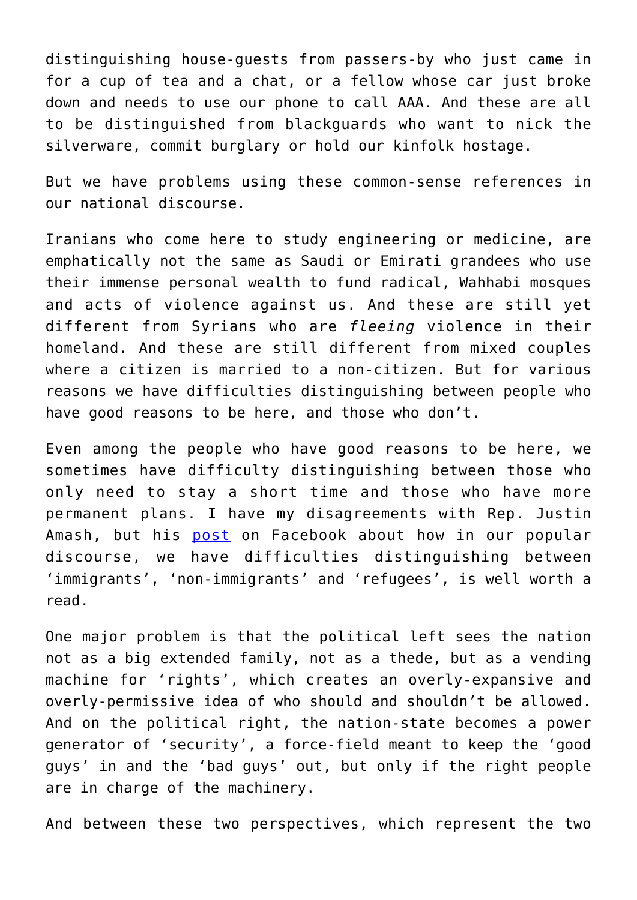distinguishing house-guests from passers-by who just came in for a cup of tea and a chat, or a fellow whose car just broke down and needs to use our phone to call AAA. And these are all to be distinguished from blackguards who want to nick the silverware, commit burglary or hold our kinfolk hostage.

But we have problems using these common-sense references in our national discourse.

Iranians who come here to study engineering or medicine, are emphatically not the same as Saudi or Emirati grandees who use their immense personal wealth to fund radical, Wahhabi mosques and acts of violence against us. And these are still yet different from Syrians who are *fleeing* violence in their homeland. And these are still different from mixed couples where a citizen is married to a non-citizen. But for various reasons we have difficulties distinguishing between people who have good reasons to be here, and those who don't.

Even among the people who have good reasons to be here, we sometimes have difficulty distinguishing between those who only need to stay a short time and those who have more permanent plans. I have my disagreements with Rep. Justin Amash, but his post on Facebook about how in our popular discourse, we have difficulties distinguishing between 'immigrants', 'non-immigrants' and 'refugees', is well worth a read.

One major problem is that the political left sees the nation not as a big extended family, not as a thede, but as a vending machine for 'rights', which creates an overly-expansive and overly-permissive idea of who should and shouldn't be allowed. And on the political right, the nation-state becomes a power generator of 'security', a force-field meant to keep the 'good guys' in and the 'bad guys' out, but only if the right people are in charge of the machinery.

And between these two perspectives, which represent the two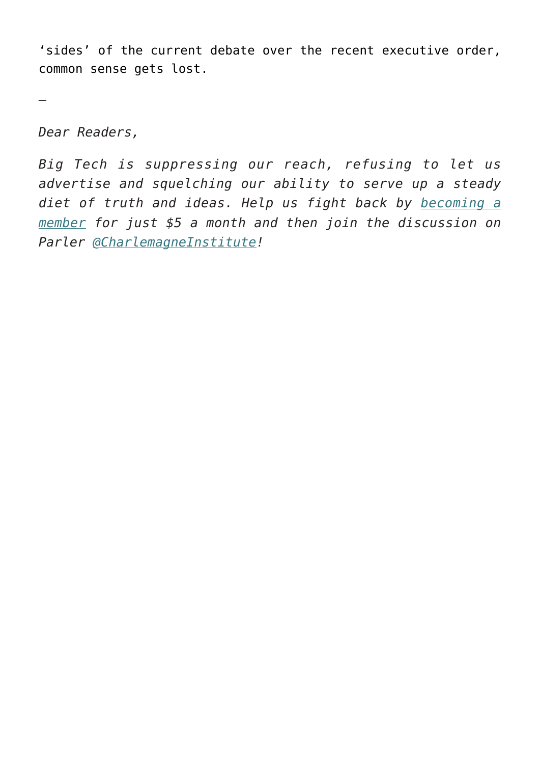'sides' of the current debate over the recent executive order, common sense gets lost.

—

*Dear Readers,*

*Big Tech is suppressing our reach, refusing to let us advertise and squelching our ability to serve up a steady diet of truth and ideas. Help us fight back by becoming a member for just $5 a month and then join the discussion on Parler @CharlemagneInstitute!*